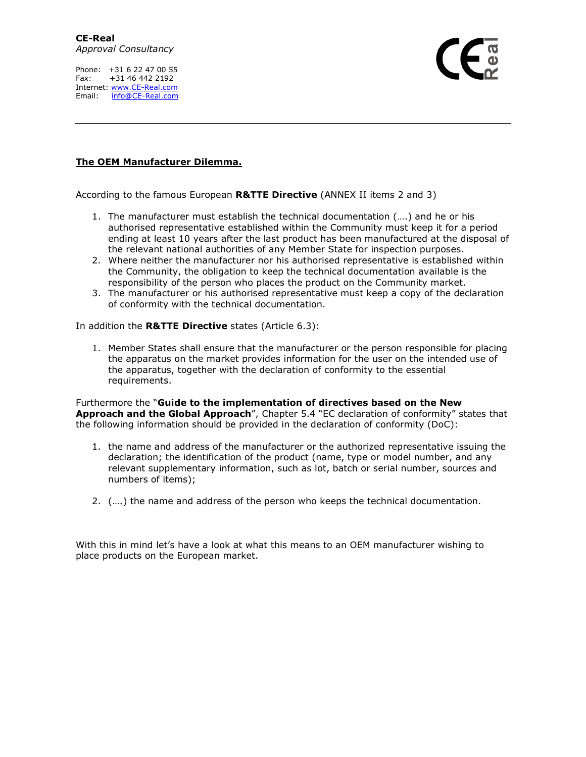**CE-Real**
*Approval Consultancy*

Phone: +31 6 22 47 00 55
Fax: +31 46 442 2192
Internet: [www.CE-Real.com](http://www.CE-Real.com)
Email: [info@CE-Real.com](mailto:info@CE-Real.com)

---

## The OEM Manufacturer Dilemma.

According to the famous European **R&TTE Directive** (ANNEX II items 2 and 3)

1. The manufacturer must establish the technical documentation (….) and he or his authorised representative established within the Community must keep it for a period ending at least 10 years after the last product has been manufactured at the disposal of the relevant national authorities of any Member State for inspection purposes.
2. Where neither the manufacturer nor his authorised representative is established within the Community, the obligation to keep the technical documentation available is the responsibility of the person who places the product on the Community market.
3. The manufacturer or his authorised representative must keep a copy of the declaration of conformity with the technical documentation.

In addition the **R&TTE Directive** states (Article 6.3):

1. Member States shall ensure that the manufacturer or the person responsible for placing the apparatus on the market provides information for the user on the intended use of the apparatus, together with the declaration of conformity to the essential requirements.

Furthermore the "**Guide to the implementation of directives based on the New Approach and the Global Approach**", Chapter 5.4 "EC declaration of conformity" states that the following information should be provided in the declaration of conformity (DoC):

1. the name and address of the manufacturer or the authorized representative issuing the declaration; the identification of the product (name, type or model number, and any relevant supplementary information, such as lot, batch or serial number, sources and numbers of items);

2. (….) the name and address of the person who keeps the technical documentation.

With this in mind let's have a look at what this means to an OEM manufacturer wishing to place products on the European market.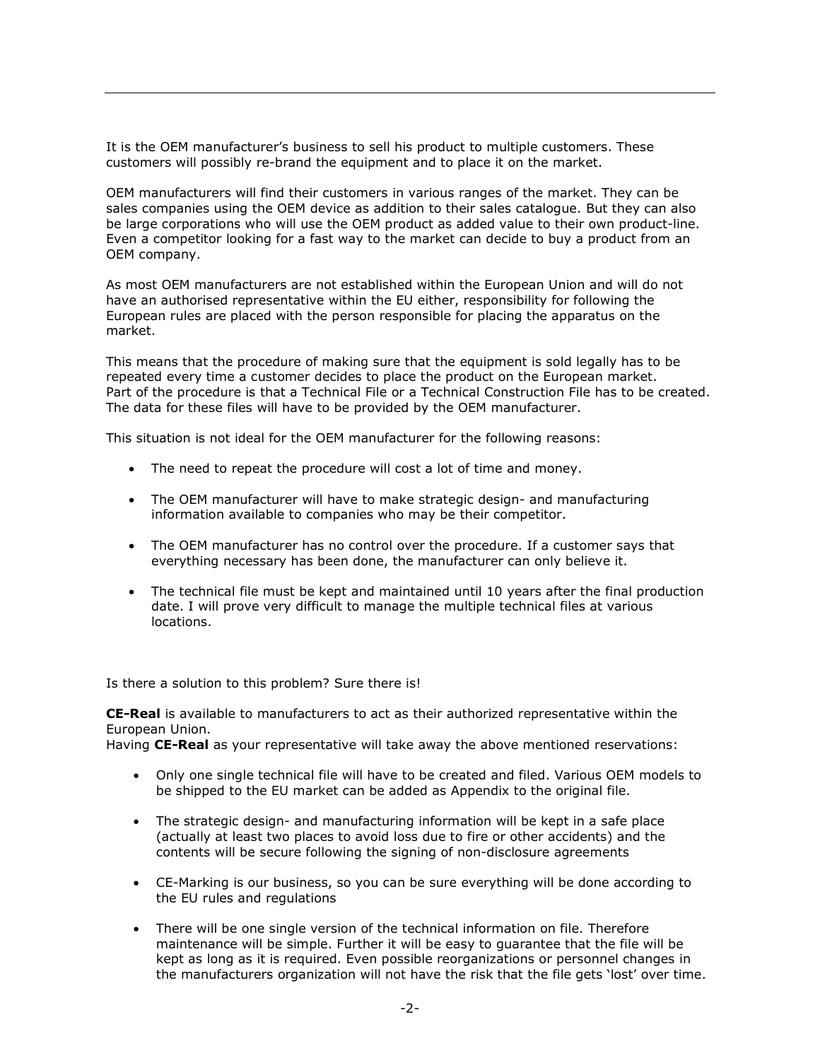It is the OEM manufacturer's business to sell his product to multiple customers. These customers will possibly re-brand the equipment and to place it on the market.

OEM manufacturers will find their customers in various ranges of the market. They can be sales companies using the OEM device as addition to their sales catalogue. But they can also be large corporations who will use the OEM product as added value to their own product-line. Even a competitor looking for a fast way to the market can decide to buy a product from an OEM company.

As most OEM manufacturers are not established within the European Union and will do not have an authorised representative within the EU either, responsibility for following the European rules are placed with the person responsible for placing the apparatus on the market.

This means that the procedure of making sure that the equipment is sold legally has to be repeated every time a customer decides to place the product on the European market. Part of the procedure is that a Technical File or a Technical Construction File has to be created. The data for these files will have to be provided by the OEM manufacturer.

This situation is not ideal for the OEM manufacturer for the following reasons:

- The need to repeat the procedure will cost a lot of time and money.
- The OEM manufacturer will have to make strategic design- and manufacturing information available to companies who may be their competitor.
- The OEM manufacturer has no control over the procedure. If a customer says that everything necessary has been done, the manufacturer can only believe it.
- The technical file must be kept and maintained until 10 years after the final production date. I will prove very difficult to manage the multiple technical files at various locations.

Is there a solution to this problem? Sure there is!

**CE-Real** is available to manufacturers to act as their authorized representative within the European Union.
Having **CE-Real** as your representative will take away the above mentioned reservations:

- Only one single technical file will have to be created and filed. Various OEM models to be shipped to the EU market can be added as Appendix to the original file.
- The strategic design- and manufacturing information will be kept in a safe place (actually at least two places to avoid loss due to fire or other accidents) and the contents will be secure following the signing of non-disclosure agreements
- CE-Marking is our business, so you can be sure everything will be done according to the EU rules and regulations
- There will be one single version of the technical information on file. Therefore maintenance will be simple. Further it will be easy to guarantee that the file will be kept as long as it is required. Even possible reorganizations or personnel changes in the manufacturers organization will not have the risk that the file gets 'lost' over time.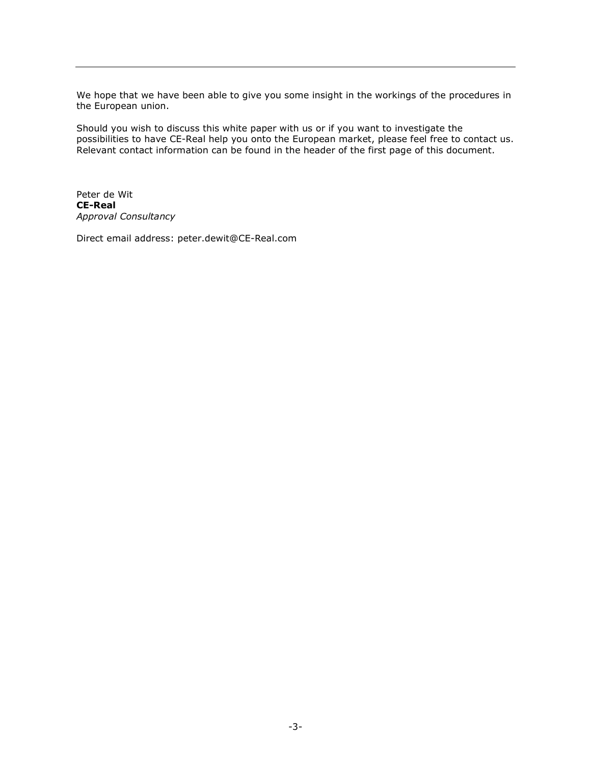We hope that we have been able to give you some insight in the workings of the procedures in the European union.

Should you wish to discuss this white paper with us or if you want to investigate the possibilities to have CE-Real help you onto the European market, please feel free to contact us. Relevant contact information can be found in the header of the first page of this document.

Peter de Wit
**CE-Real**
*Approval Consultancy*

Direct email address: peter.dewit@CE-Real.com